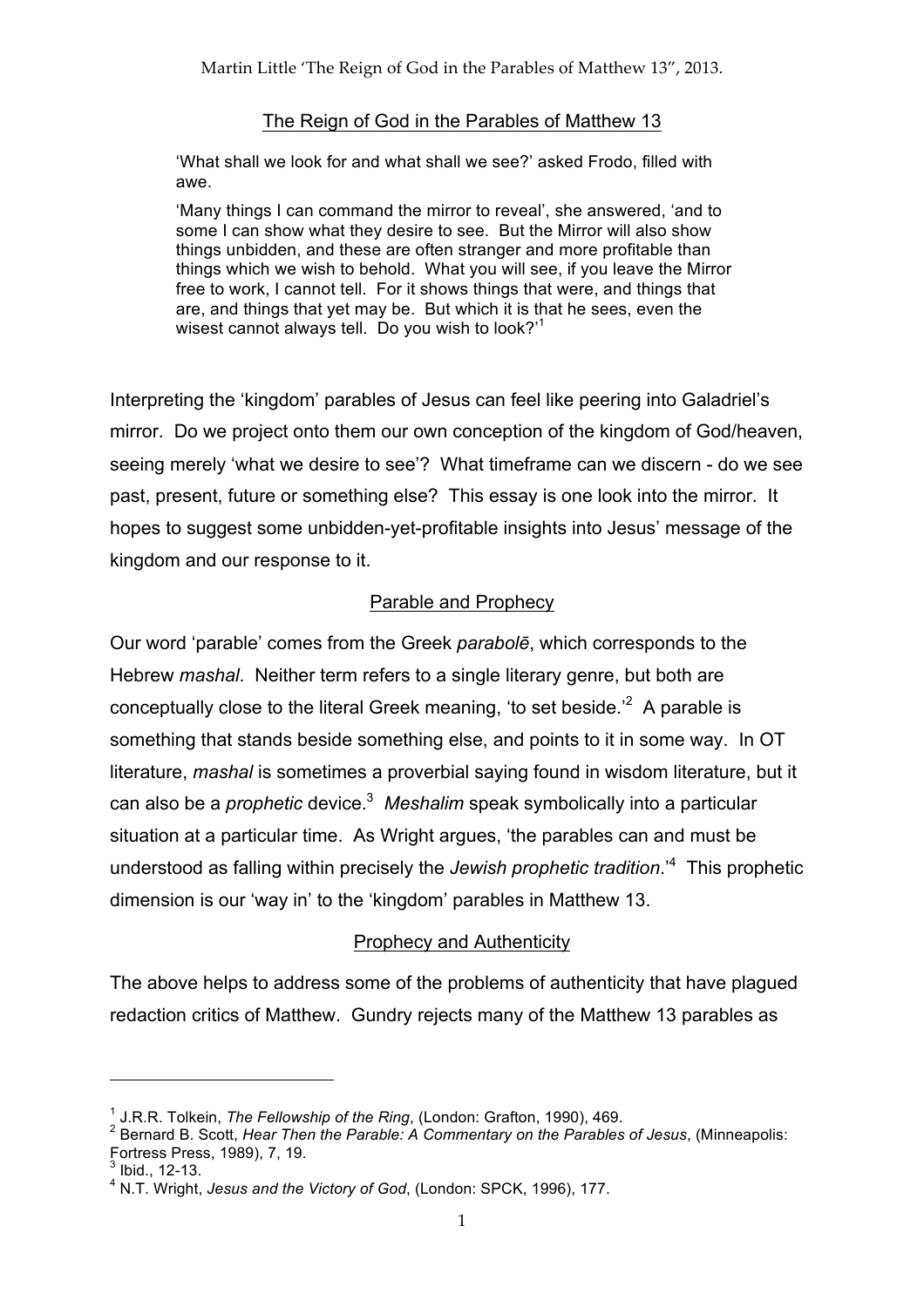# The Reign of God in the Parables of Matthew 13

> 'What shall we look for and what shall we see?' asked Frodo, filled with awe.
>
> 'Many things I can command the mirror to reveal', she answered, 'and to some I can show what they desire to see. But the Mirror will also show things unbidden, and these are often stranger and more profitable than things which we wish to behold. What you will see, if you leave the Mirror free to work, I cannot tell. For it shows things that were, and things that are, and things that yet may be. But which it is that he sees, even the wisest cannot always tell. Do you wish to look?'[1]

Interpreting the 'kingdom' parables of Jesus can feel like peering into Galadriel's mirror. Do we project onto them our own conception of the kingdom of God/heaven, seeing merely 'what we desire to see'? What timeframe can we discern - do we see past, present, future or something else? This essay is one look into the mirror. It hopes to suggest some unbidden-yet-profitable insights into Jesus' message of the kingdom and our response to it.

## Parable and Prophecy

Our word 'parable' comes from the Greek *parabolē*, which corresponds to the Hebrew *mashal*. Neither term refers to a single literary genre, but both are conceptually close to the literal Greek meaning, 'to set beside.'[2] A parable is something that stands beside something else, and points to it in some way. In OT literature, *mashal* is sometimes a proverbial saying found in wisdom literature, but it can also be a *prophetic* device.[3] *Meshalim* speak symbolically into a particular situation at a particular time. As Wright argues, 'the parables can and must be understood as falling within precisely the *Jewish prophetic tradition*.'[4] This prophetic dimension is our 'way in' to the 'kingdom' parables in Matthew 13.

## Prophecy and Authenticity

The above helps to address some of the problems of authenticity that have plagued redaction critics of Matthew. Gundry rejects many of the Matthew 13 parables as

---

[1] J.R.R. Tolkein, *The Fellowship of the Ring*, (London: Grafton, 1990), 469.

[2] Bernard B. Scott, *Hear Then the Parable: A Commentary on the Parables of Jesus*, (Minneapolis: Fortress Press, 1989), 7, 19.

[3] Ibid., 12-13.

[4] N.T. Wright, *Jesus and the Victory of God*, (London: SPCK, 1996), 177.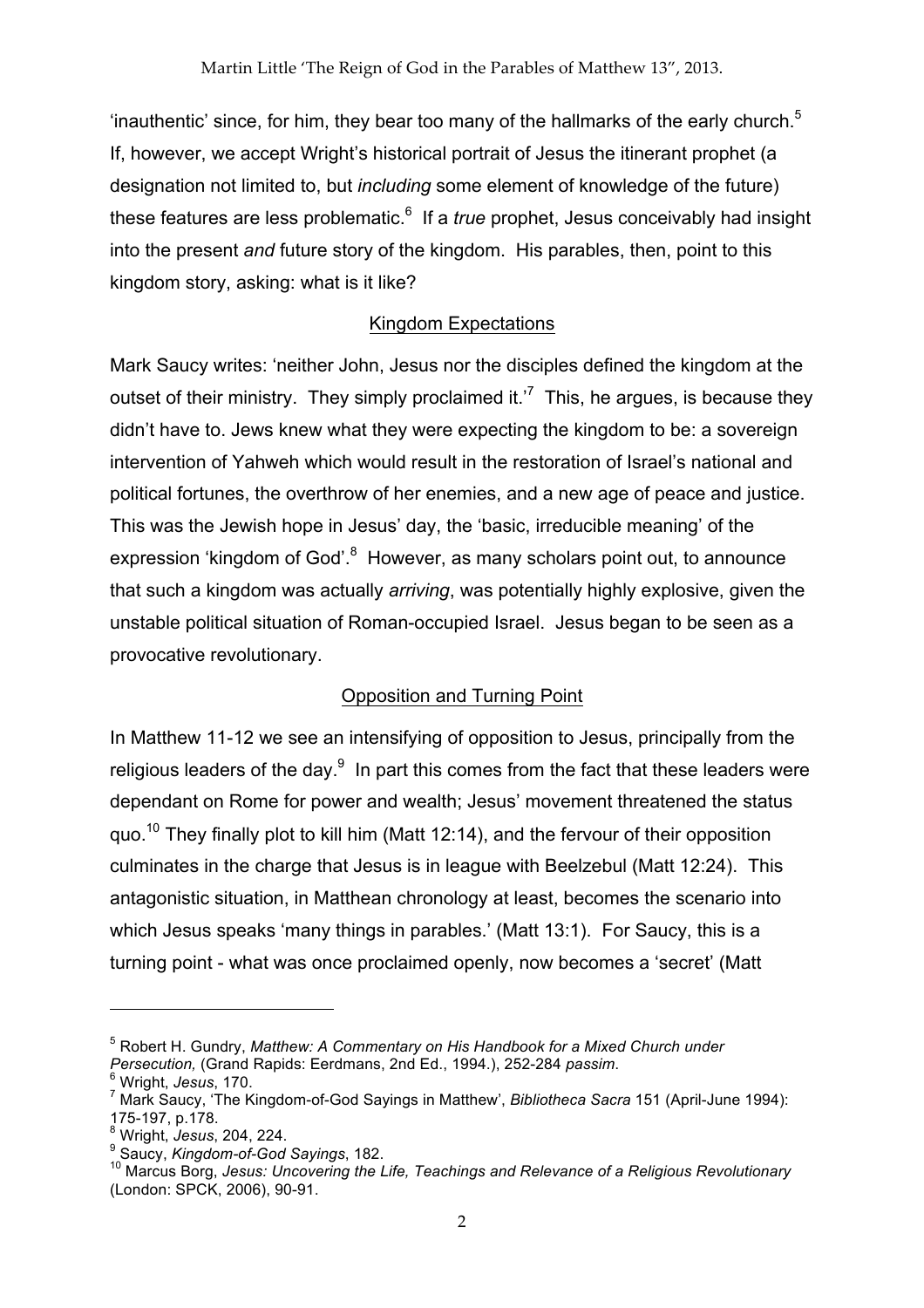'inauthentic' since, for him, they bear too many of the hallmarks of the early church.[5] If, however, we accept Wright's historical portrait of Jesus the itinerant prophet (a designation not limited to, but *including* some element of knowledge of the future) these features are less problematic.[6] If a *true* prophet, Jesus conceivably had insight into the present *and* future story of the kingdom. His parables, then, point to this kingdom story, asking: what is it like?

## Kingdom Expectations

Mark Saucy writes: 'neither John, Jesus nor the disciples defined the kingdom at the outset of their ministry. They simply proclaimed it.'[7] This, he argues, is because they didn't have to. Jews knew what they were expecting the kingdom to be: a sovereign intervention of Yahweh which would result in the restoration of Israel's national and political fortunes, the overthrow of her enemies, and a new age of peace and justice. This was the Jewish hope in Jesus' day, the 'basic, irreducible meaning' of the expression 'kingdom of God'.[8] However, as many scholars point out, to announce that such a kingdom was actually *arriving*, was potentially highly explosive, given the unstable political situation of Roman-occupied Israel. Jesus began to be seen as a provocative revolutionary.

## Opposition and Turning Point

In Matthew 11-12 we see an intensifying of opposition to Jesus, principally from the religious leaders of the day.[9] In part this comes from the fact that these leaders were dependant on Rome for power and wealth; Jesus' movement threatened the status quo.[10] They finally plot to kill him (Matt 12:14), and the fervour of their opposition culminates in the charge that Jesus is in league with Beelzebul (Matt 12:24). This antagonistic situation, in Matthean chronology at least, becomes the scenario into which Jesus speaks 'many things in parables.' (Matt 13:1). For Saucy, this is a turning point - what was once proclaimed openly, now becomes a 'secret' (Matt

---

[5] Robert H. Gundry, *Matthew: A Commentary on His Handbook for a Mixed Church under Persecution,* (Grand Rapids: Eerdmans, 2nd Ed., 1994.), 252-284 *passim*.

[6] Wright, *Jesus*, 170.

[7] Mark Saucy, 'The Kingdom-of-God Sayings in Matthew', *Bibliotheca Sacra* 151 (April-June 1994): 175-197, p.178.

[8] Wright, *Jesus*, 204, 224.

[9] Saucy, *Kingdom-of-God Sayings*, 182.

[10] Marcus Borg, *Jesus: Uncovering the Life, Teachings and Relevance of a Religious Revolutionary* (London: SPCK, 2006), 90-91.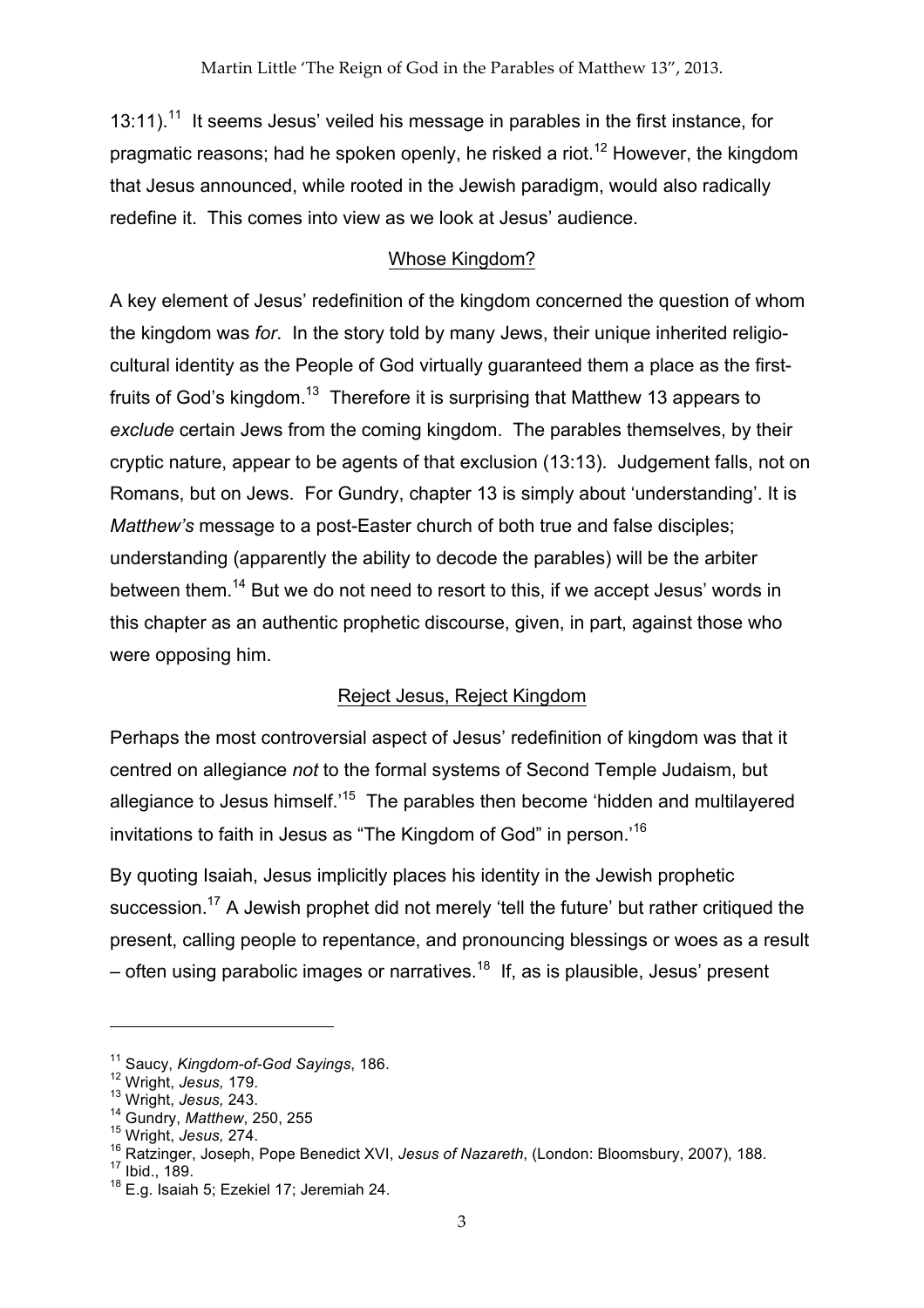13:11).[11] It seems Jesus' veiled his message in parables in the first instance, for pragmatic reasons; had he spoken openly, he risked a riot.[12] However, the kingdom that Jesus announced, while rooted in the Jewish paradigm, would also radically redefine it. This comes into view as we look at Jesus' audience.

## Whose Kingdom?

A key element of Jesus' redefinition of the kingdom concerned the question of whom the kingdom was *for*. In the story told by many Jews, their unique inherited religio-cultural identity as the People of God virtually guaranteed them a place as the first-fruits of God's kingdom.[13] Therefore it is surprising that Matthew 13 appears to *exclude* certain Jews from the coming kingdom. The parables themselves, by their cryptic nature, appear to be agents of that exclusion (13:13). Judgement falls, not on Romans, but on Jews. For Gundry, chapter 13 is simply about 'understanding'. It is *Matthew's* message to a post-Easter church of both true and false disciples; understanding (apparently the ability to decode the parables) will be the arbiter between them.[14] But we do not need to resort to this, if we accept Jesus' words in this chapter as an authentic prophetic discourse, given, in part, against those who were opposing him.

## Reject Jesus, Reject Kingdom

Perhaps the most controversial aspect of Jesus' redefinition of kingdom was that it centred on allegiance *not* to the formal systems of Second Temple Judaism, but allegiance to Jesus himself.'[15] The parables then become 'hidden and multilayered invitations to faith in Jesus as "The Kingdom of God" in person.'[16]

By quoting Isaiah, Jesus implicitly places his identity in the Jewish prophetic succession.[17] A Jewish prophet did not merely 'tell the future' but rather critiqued the present, calling people to repentance, and pronouncing blessings or woes as a result – often using parabolic images or narratives.[18] If, as is plausible, Jesus' present

---

[11] Saucy, *Kingdom-of-God Sayings*, 186.
[12] Wright, *Jesus,* 179.
[13] Wright, *Jesus,* 243.
[14] Gundry, *Matthew*, 250, 255
[15] Wright, *Jesus,* 274.
[16] Ratzinger, Joseph, Pope Benedict XVI, *Jesus of Nazareth*, (London: Bloomsbury, 2007), 188.
[17] Ibid., 189.
[18] E.g. Isaiah 5; Ezekiel 17; Jeremiah 24.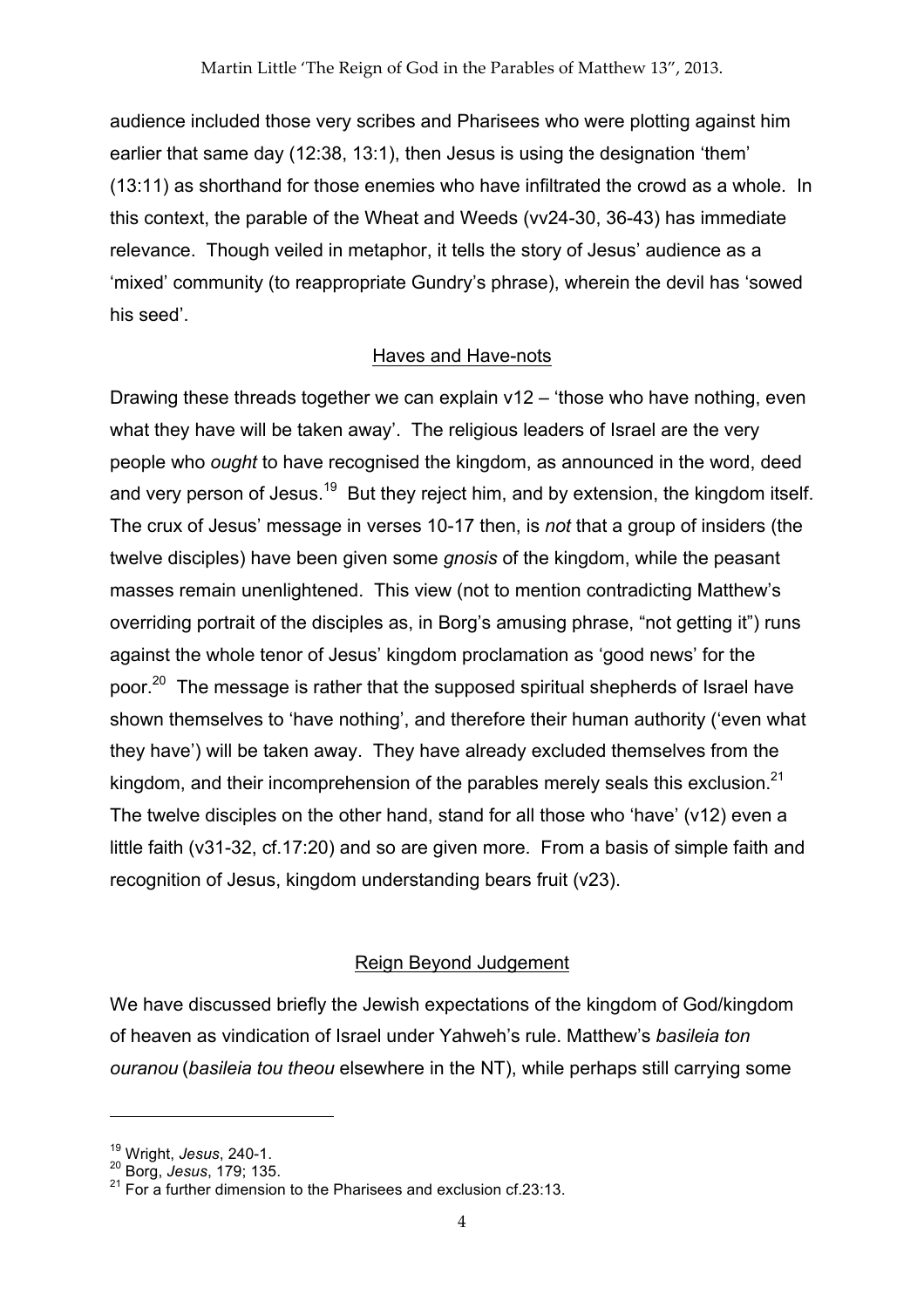audience included those very scribes and Pharisees who were plotting against him earlier that same day (12:38, 13:1), then Jesus is using the designation 'them' (13:11) as shorthand for those enemies who have infiltrated the crowd as a whole. In this context, the parable of the Wheat and Weeds (vv24-30, 36-43) has immediate relevance. Though veiled in metaphor, it tells the story of Jesus' audience as a 'mixed' community (to reappropriate Gundry's phrase), wherein the devil has 'sowed his seed'.

## Haves and Have-nots

Drawing these threads together we can explain v12 – 'those who have nothing, even what they have will be taken away'. The religious leaders of Israel are the very people who *ought* to have recognised the kingdom, as announced in the word, deed and very person of Jesus.[19] But they reject him, and by extension, the kingdom itself. The crux of Jesus' message in verses 10-17 then, is *not* that a group of insiders (the twelve disciples) have been given some *gnosis* of the kingdom, while the peasant masses remain unenlightened. This view (not to mention contradicting Matthew's overriding portrait of the disciples as, in Borg's amusing phrase, "not getting it") runs against the whole tenor of Jesus' kingdom proclamation as 'good news' for the poor.[20] The message is rather that the supposed spiritual shepherds of Israel have shown themselves to 'have nothing', and therefore their human authority ('even what they have') will be taken away. They have already excluded themselves from the kingdom, and their incomprehension of the parables merely seals this exclusion.[21] The twelve disciples on the other hand, stand for all those who 'have' (v12) even a little faith (v31-32, cf.17:20) and so are given more. From a basis of simple faith and recognition of Jesus, kingdom understanding bears fruit (v23).

## Reign Beyond Judgement

We have discussed briefly the Jewish expectations of the kingdom of God/kingdom of heaven as vindication of Israel under Yahweh's rule. Matthew's *basileia ton ouranou* (*basileia tou theou* elsewhere in the NT), while perhaps still carrying some

---

[19] Wright, *Jesus*, 240-1.

[20] Borg, *Jesus*, 179; 135.

[21] For a further dimension to the Pharisees and exclusion cf.23:13.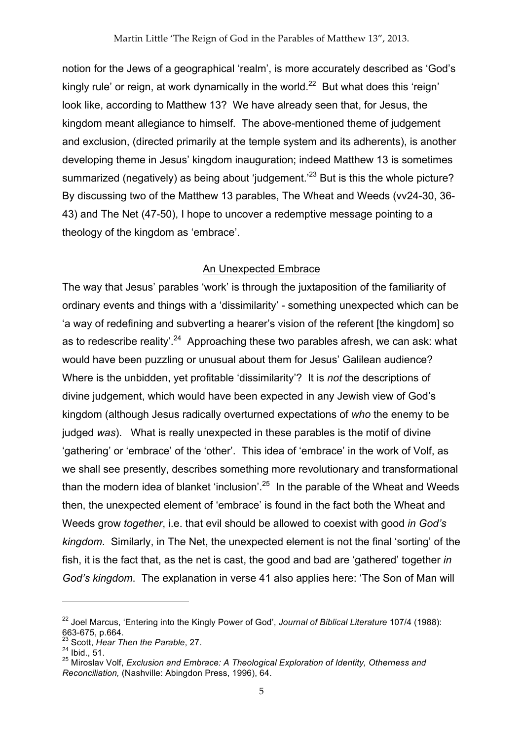notion for the Jews of a geographical 'realm', is more accurately described as 'God's kingly rule' or reign, at work dynamically in the world.[22] But what does this 'reign' look like, according to Matthew 13? We have already seen that, for Jesus, the kingdom meant allegiance to himself. The above-mentioned theme of judgement and exclusion, (directed primarily at the temple system and its adherents), is another developing theme in Jesus' kingdom inauguration; indeed Matthew 13 is sometimes summarized (negatively) as being about 'judgement.'[23] But is this the whole picture? By discussing two of the Matthew 13 parables, The Wheat and Weeds (vv24-30, 36-43) and The Net (47-50), I hope to uncover a redemptive message pointing to a theology of the kingdom as 'embrace'.

## An Unexpected Embrace

The way that Jesus' parables 'work' is through the juxtaposition of the familiarity of ordinary events and things with a 'dissimilarity' - something unexpected which can be 'a way of redefining and subverting a hearer's vision of the referent [the kingdom] so as to redescribe reality'.[24] Approaching these two parables afresh, we can ask: what would have been puzzling or unusual about them for Jesus' Galilean audience? Where is the unbidden, yet profitable 'dissimilarity'? It is *not* the descriptions of divine judgement, which would have been expected in any Jewish view of God's kingdom (although Jesus radically overturned expectations of *who* the enemy to be judged *was*). What is really unexpected in these parables is the motif of divine 'gathering' or 'embrace' of the 'other'. This idea of 'embrace' in the work of Volf, as we shall see presently, describes something more revolutionary and transformational than the modern idea of blanket 'inclusion'.[25] In the parable of the Wheat and Weeds then, the unexpected element of 'embrace' is found in the fact both the Wheat and Weeds grow *together*, i.e. that evil should be allowed to coexist with good *in God's kingdom*. Similarly, in The Net, the unexpected element is not the final 'sorting' of the fish, it is the fact that, as the net is cast, the good and bad are 'gathered' together *in God's kingdom*. The explanation in verse 41 also applies here: 'The Son of Man will

---

[22] Joel Marcus, 'Entering into the Kingly Power of God', *Journal of Biblical Literature* 107/4 (1988): 663-675, p.664.

[23] Scott, *Hear Then the Parable*, 27.

[24] Ibid., 51.

[25] Miroslav Volf, *Exclusion and Embrace: A Theological Exploration of Identity, Otherness and Reconciliation,* (Nashville: Abingdon Press, 1996), 64.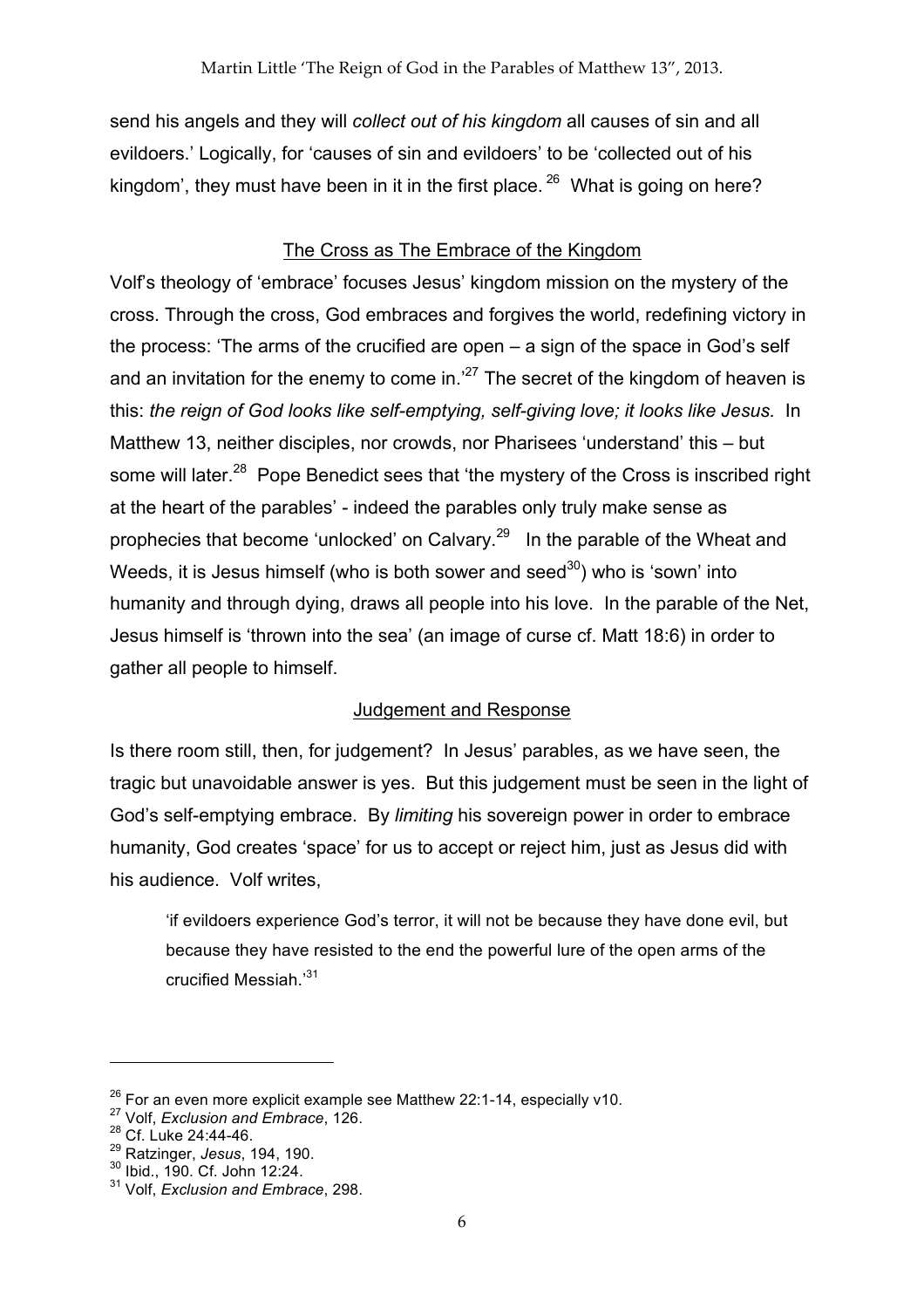send his angels and they will *collect out of his kingdom* all causes of sin and all evildoers.' Logically, for 'causes of sin and evildoers' to be 'collected out of his kingdom', they must have been in it in the first place. [26] What is going on here?

## The Cross as The Embrace of the Kingdom

Volf's theology of 'embrace' focuses Jesus' kingdom mission on the mystery of the cross. Through the cross, God embraces and forgives the world, redefining victory in the process: 'The arms of the crucified are open – a sign of the space in God's self and an invitation for the enemy to come in.'[27] The secret of the kingdom of heaven is this: *the reign of God looks like self-emptying, self-giving love; it looks like Jesus.* In Matthew 13, neither disciples, nor crowds, nor Pharisees 'understand' this – but some will later.[28] Pope Benedict sees that 'the mystery of the Cross is inscribed right at the heart of the parables' - indeed the parables only truly make sense as prophecies that become 'unlocked' on Calvary.[29] In the parable of the Wheat and Weeds, it is Jesus himself (who is both sower and seed[30]) who is 'sown' into humanity and through dying, draws all people into his love. In the parable of the Net, Jesus himself is 'thrown into the sea' (an image of curse cf. Matt 18:6) in order to gather all people to himself.

## Judgement and Response

Is there room still, then, for judgement? In Jesus' parables, as we have seen, the tragic but unavoidable answer is yes. But this judgement must be seen in the light of God's self-emptying embrace. By *limiting* his sovereign power in order to embrace humanity, God creates 'space' for us to accept or reject him, just as Jesus did with his audience. Volf writes,

> 'if evildoers experience God's terror, it will not be because they have done evil, but because they have resisted to the end the powerful lure of the open arms of the crucified Messiah.'[31]

---

[26] For an even more explicit example see Matthew 22:1-14, especially v10.
[27] Volf, *Exclusion and Embrace*, 126.
[28] Cf. Luke 24:44-46.
[29] Ratzinger, *Jesus*, 194, 190.
[30] Ibid., 190. Cf. John 12:24.
[31] Volf, *Exclusion and Embrace*, 298.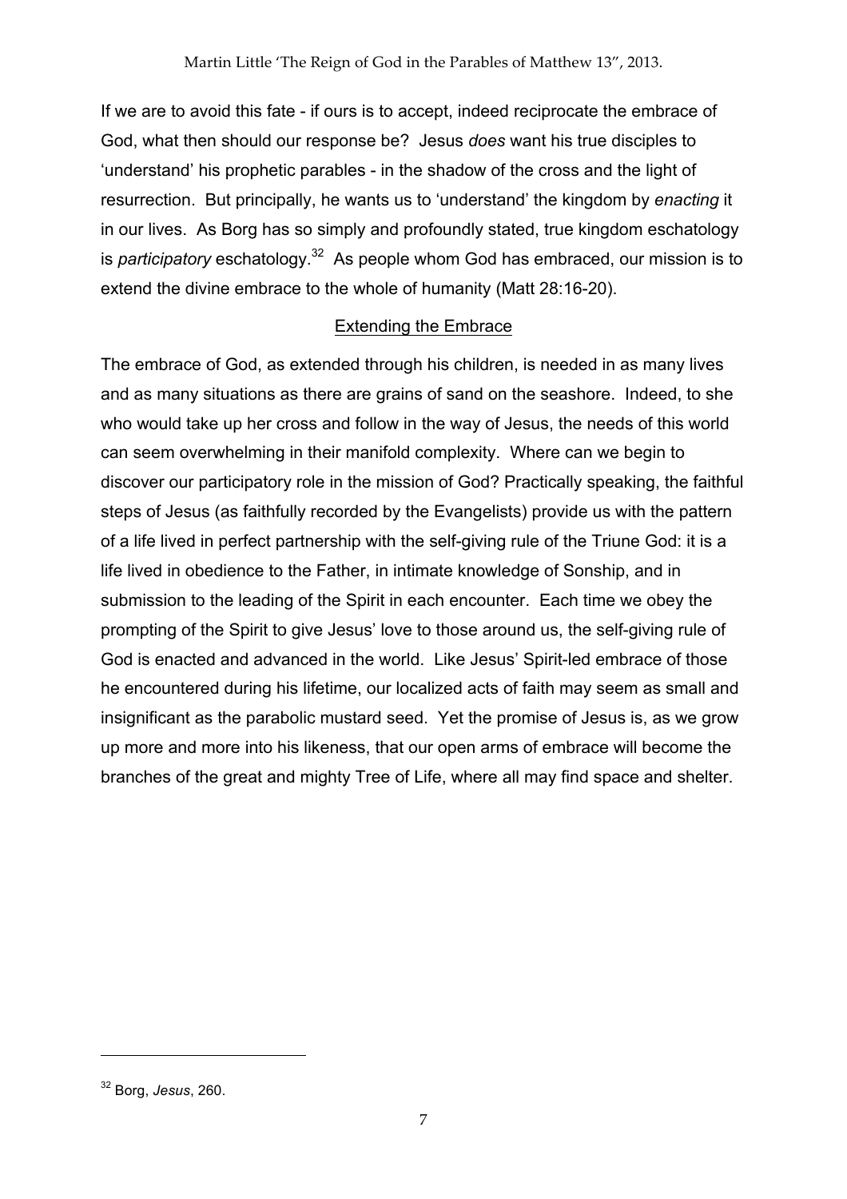If we are to avoid this fate - if ours is to accept, indeed reciprocate the embrace of God, what then should our response be? Jesus *does* want his true disciples to 'understand' his prophetic parables - in the shadow of the cross and the light of resurrection. But principally, he wants us to 'understand' the kingdom by *enacting* it in our lives. As Borg has so simply and profoundly stated, true kingdom eschatology is *participatory* eschatology.[32] As people whom God has embraced, our mission is to extend the divine embrace to the whole of humanity (Matt 28:16-20).

## Extending the Embrace

The embrace of God, as extended through his children, is needed in as many lives and as many situations as there are grains of sand on the seashore. Indeed, to she who would take up her cross and follow in the way of Jesus, the needs of this world can seem overwhelming in their manifold complexity. Where can we begin to discover our participatory role in the mission of God? Practically speaking, the faithful steps of Jesus (as faithfully recorded by the Evangelists) provide us with the pattern of a life lived in perfect partnership with the self-giving rule of the Triune God: it is a life lived in obedience to the Father, in intimate knowledge of Sonship, and in submission to the leading of the Spirit in each encounter. Each time we obey the prompting of the Spirit to give Jesus' love to those around us, the self-giving rule of God is enacted and advanced in the world. Like Jesus' Spirit-led embrace of those he encountered during his lifetime, our localized acts of faith may seem as small and insignificant as the parabolic mustard seed. Yet the promise of Jesus is, as we grow up more and more into his likeness, that our open arms of embrace will become the branches of the great and mighty Tree of Life, where all may find space and shelter.

---

[32] Borg, *Jesus*, 260.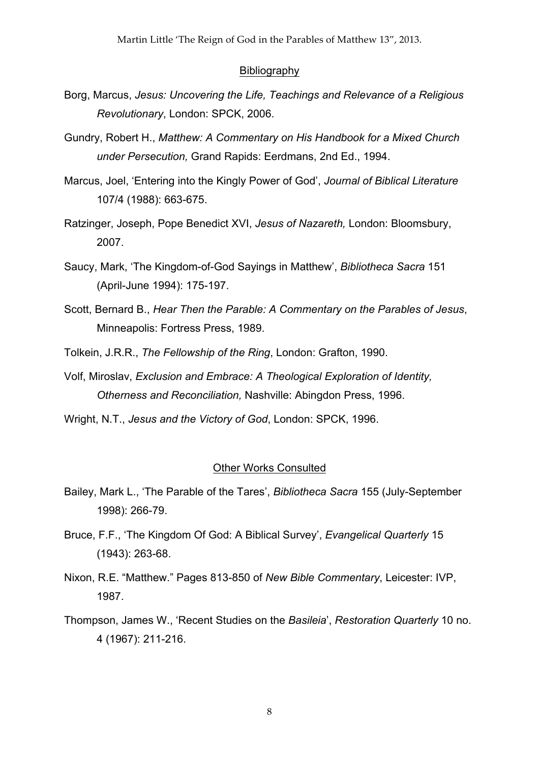## Bibliography

Borg, Marcus, *Jesus: Uncovering the Life, Teachings and Relevance of a Religious Revolutionary*, London: SPCK, 2006.

Gundry, Robert H., *Matthew: A Commentary on His Handbook for a Mixed Church under Persecution,* Grand Rapids: Eerdmans, 2nd Ed., 1994.

Marcus, Joel, 'Entering into the Kingly Power of God', *Journal of Biblical Literature* 107/4 (1988): 663-675.

Ratzinger, Joseph, Pope Benedict XVI, *Jesus of Nazareth,* London: Bloomsbury, 2007.

Saucy, Mark, 'The Kingdom-of-God Sayings in Matthew', *Bibliotheca Sacra* 151 (April-June 1994): 175-197.

Scott, Bernard B., *Hear Then the Parable: A Commentary on the Parables of Jesus*, Minneapolis: Fortress Press, 1989.

Tolkein, J.R.R., *The Fellowship of the Ring*, London: Grafton, 1990.

Volf, Miroslav, *Exclusion and Embrace: A Theological Exploration of Identity, Otherness and Reconciliation,* Nashville: Abingdon Press, 1996.

Wright, N.T., *Jesus and the Victory of God*, London: SPCK, 1996.

## Other Works Consulted

Bailey, Mark L., 'The Parable of the Tares', *Bibliotheca Sacra* 155 (July-September 1998): 266-79.

Bruce, F.F., 'The Kingdom Of God: A Biblical Survey', *Evangelical Quarterly* 15 (1943): 263-68.

Nixon, R.E. "Matthew." Pages 813-850 of *New Bible Commentary*, Leicester: IVP, 1987.

Thompson, James W., 'Recent Studies on the *Basileia*', *Restoration Quarterly* 10 no. 4 (1967): 211-216.